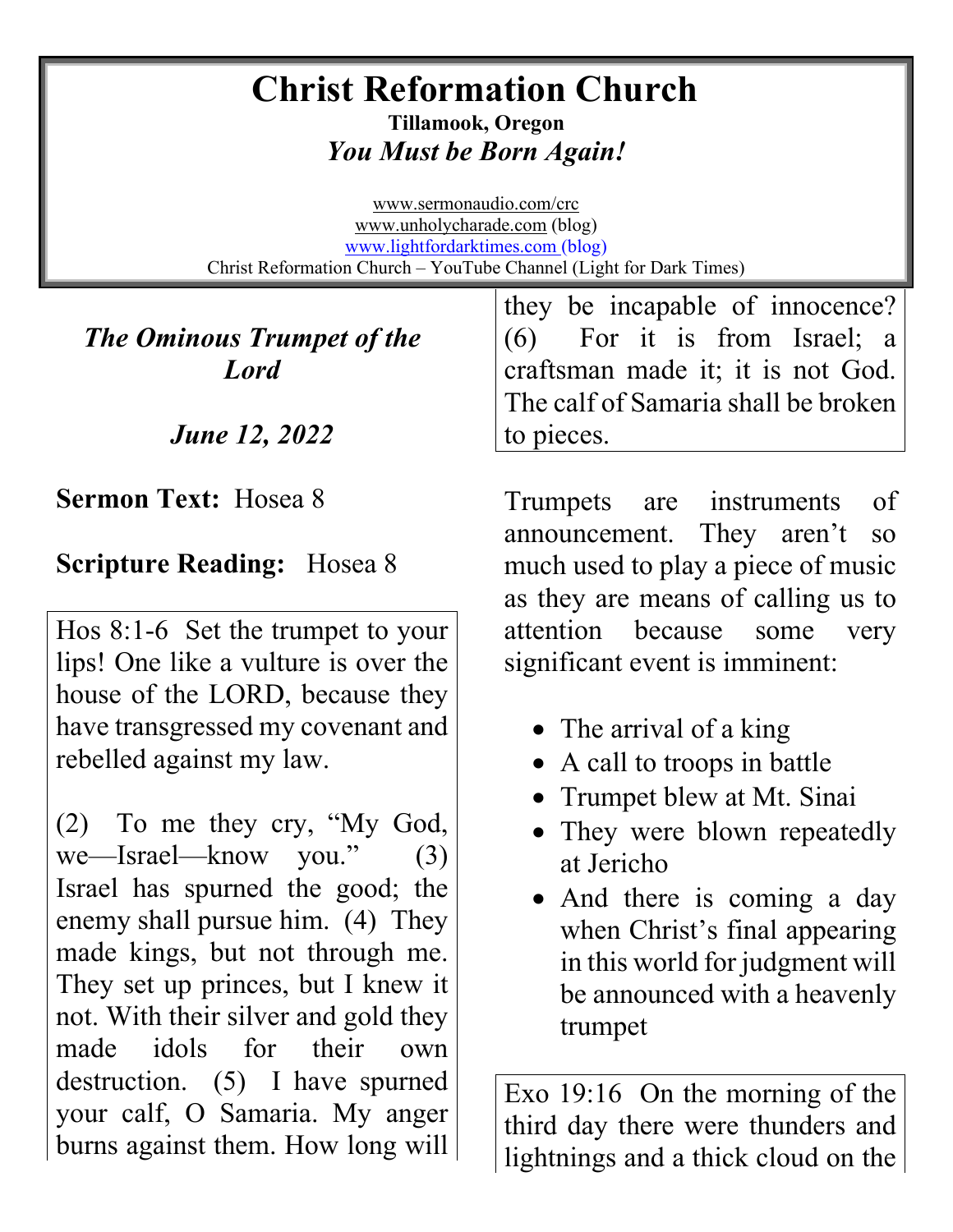# Christ Reformation Church

**Tillamook, Oregon**

*You Must be Born Again!*

www.sermonaudio.com/crc
www.unholycharade.com (blog)
www.lightfordarktimes.com (blog)
Christ Reformation Church – YouTube Channel (Light for Dark Times)

## *The Ominous Trumpet of the Lord*

***June 12, 2022***

**Sermon Text:** Hosea 8

**Scripture Reading:** Hosea 8

> Hos 8:1-6 Set the trumpet to your lips! One like a vulture is over the house of the LORD, because they have transgressed my covenant and rebelled against my law.
>
> (2) To me they cry, "My God, we—Israel—know you." (3) Israel has spurned the good; the enemy shall pursue him. (4) They made kings, but not through me. They set up princes, but I knew it not. With their silver and gold they made idols for their own destruction. (5) I have spurned your calf, O Samaria. My anger burns against them. How long will they be incapable of innocence? (6) For it is from Israel; a craftsman made it; it is not God. The calf of Samaria shall be broken to pieces.

Trumpets are instruments of announcement. They aren't so much used to play a piece of music as they are means of calling us to attention because some very significant event is imminent:

- The arrival of a king
- A call to troops in battle
- Trumpet blew at Mt. Sinai
- They were blown repeatedly at Jericho
- And there is coming a day when Christ's final appearing in this world for judgment will be announced with a heavenly trumpet

> Exo 19:16 On the morning of the third day there were thunders and lightnings and a thick cloud on the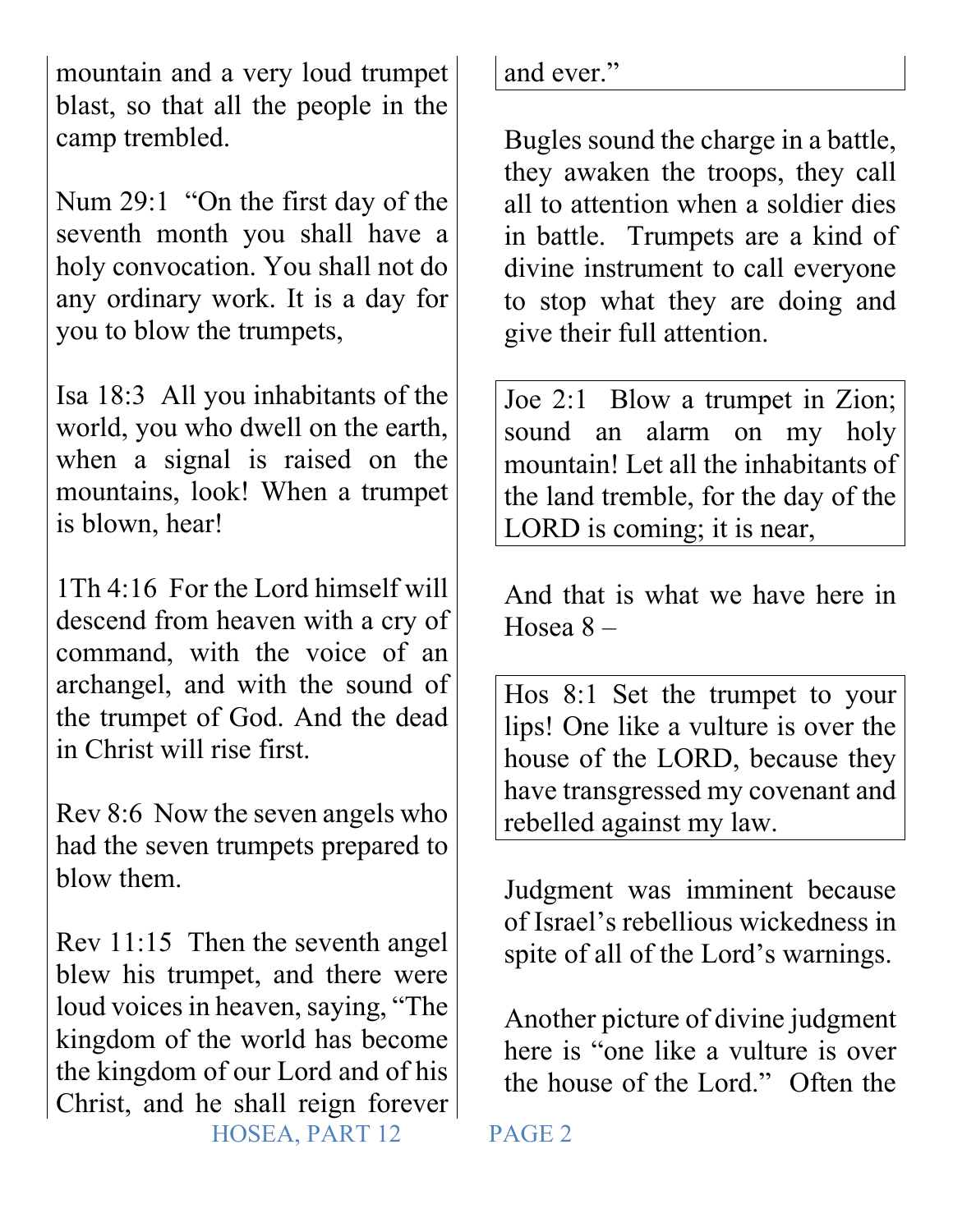mountain and a very loud trumpet blast, so that all the people in the camp trembled.

Num 29:1 "On the first day of the seventh month you shall have a holy convocation. You shall not do any ordinary work. It is a day for you to blow the trumpets,

Isa 18:3 All you inhabitants of the world, you who dwell on the earth, when a signal is raised on the mountains, look! When a trumpet is blown, hear!

1Th 4:16 For the Lord himself will descend from heaven with a cry of command, with the voice of an archangel, and with the sound of the trumpet of God. And the dead in Christ will rise first.

Rev 8:6 Now the seven angels who had the seven trumpets prepared to blow them.

Rev 11:15 Then the seventh angel blew his trumpet, and there were loud voices in heaven, saying, "The kingdom of the world has become the kingdom of our Lord and of his Christ, and he shall reign forever and ever."

Bugles sound the charge in a battle, they awaken the troops, they call all to attention when a soldier dies in battle. Trumpets are a kind of divine instrument to call everyone to stop what they are doing and give their full attention.

Joe 2:1 Blow a trumpet in Zion; sound an alarm on my holy mountain! Let all the inhabitants of the land tremble, for the day of the LORD is coming; it is near,

And that is what we have here in Hosea 8 –

Hos 8:1 Set the trumpet to your lips! One like a vulture is over the house of the LORD, because they have transgressed my covenant and rebelled against my law.

Judgment was imminent because of Israel's rebellious wickedness in spite of all of the Lord's warnings.

Another picture of divine judgment here is "one like a vulture is over the house of the Lord." Often the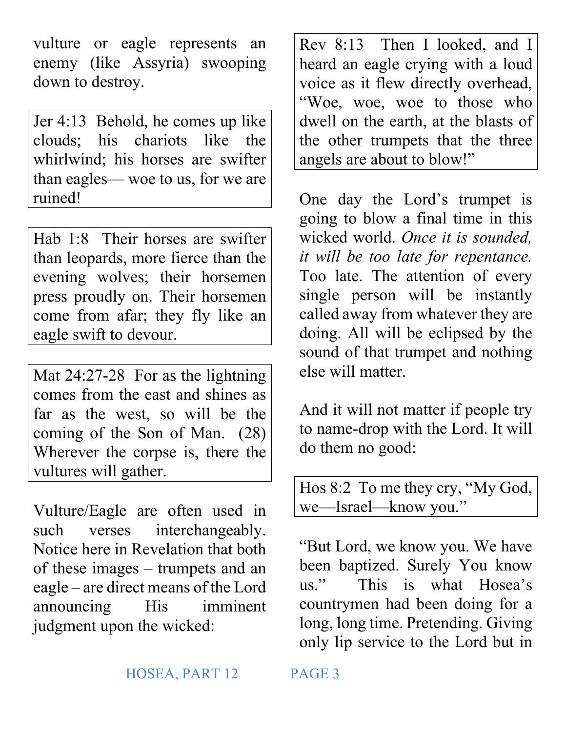vulture or eagle represents an enemy (like Assyria) swooping down to destroy.

> Jer 4:13  Behold, he comes up like clouds; his chariots like the whirlwind; his horses are swifter than eagles— woe to us, for we are ruined!

> Hab 1:8  Their horses are swifter than leopards, more fierce than the evening wolves; their horsemen press proudly on. Their horsemen come from afar; they fly like an eagle swift to devour.

> Mat 24:27-28  For as the lightning comes from the east and shines as far as the west, so will be the coming of the Son of Man.  (28) Wherever the corpse is, there the vultures will gather.

Vulture/Eagle are often used in such verses interchangeably. Notice here in Revelation that both of these images – trumpets and an eagle – are direct means of the Lord announcing His imminent judgment upon the wicked:

> Rev 8:13  Then I looked, and I heard an eagle crying with a loud voice as it flew directly overhead, "Woe, woe, woe to those who dwell on the earth, at the blasts of the other trumpets that the three angels are about to blow!"

One day the Lord's trumpet is going to blow a final time in this wicked world. *Once it is sounded, it will be too late for repentance.* Too late. The attention of every single person will be instantly called away from whatever they are doing. All will be eclipsed by the sound of that trumpet and nothing else will matter.

And it will not matter if people try to name-drop with the Lord. It will do them no good:

> Hos 8:2  To me they cry, "My God, we—Israel—know you."

"But Lord, we know you. We have been baptized. Surely You know us."  This is what Hosea's countrymen had been doing for a long, long time. Pretending. Giving only lip service to the Lord but in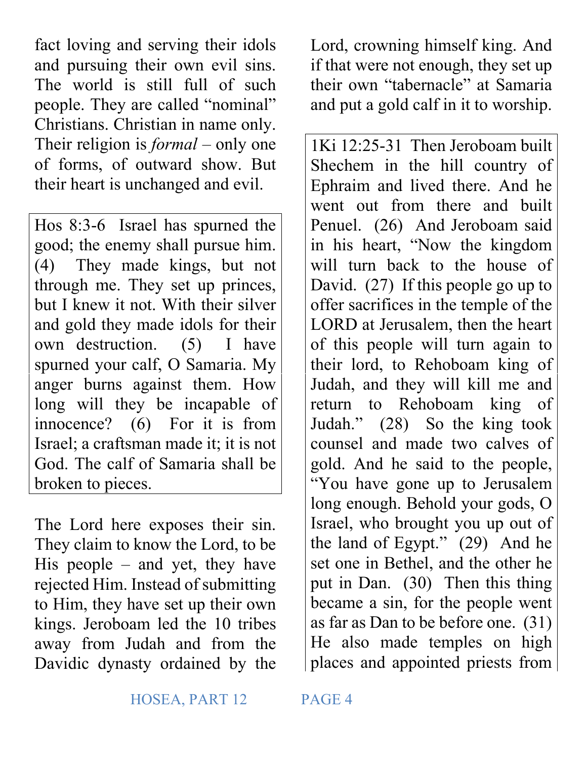fact loving and serving their idols and pursuing their own evil sins. The world is still full of such people. They are called "nominal" Christians. Christian in name only. Their religion is *formal* – only one of forms, of outward show. But their heart is unchanged and evil.

> Hos 8:3-6 Israel has spurned the good; the enemy shall pursue him. (4) They made kings, but not through me. They set up princes, but I knew it not. With their silver and gold they made idols for their own destruction. (5) I have spurned your calf, O Samaria. My anger burns against them. How long will they be incapable of innocence? (6) For it is from Israel; a craftsman made it; it is not God. The calf of Samaria shall be broken to pieces.

The Lord here exposes their sin. They claim to know the Lord, to be His people – and yet, they have rejected Him. Instead of submitting to Him, they have set up their own kings. Jeroboam led the 10 tribes away from Judah and from the Davidic dynasty ordained by the Lord, crowning himself king. And if that were not enough, they set up their own "tabernacle" at Samaria and put a gold calf in it to worship.

> 1Ki 12:25-31 Then Jeroboam built Shechem in the hill country of Ephraim and lived there. And he went out from there and built Penuel. (26) And Jeroboam said in his heart, "Now the kingdom will turn back to the house of David. (27) If this people go up to offer sacrifices in the temple of the LORD at Jerusalem, then the heart of this people will turn again to their lord, to Rehoboam king of Judah, and they will kill me and return to Rehoboam king of Judah." (28) So the king took counsel and made two calves of gold. And he said to the people, "You have gone up to Jerusalem long enough. Behold your gods, O Israel, who brought you up out of the land of Egypt." (29) And he set one in Bethel, and the other he put in Dan. (30) Then this thing became a sin, for the people went as far as Dan to be before one. (31) He also made temples on high places and appointed priests from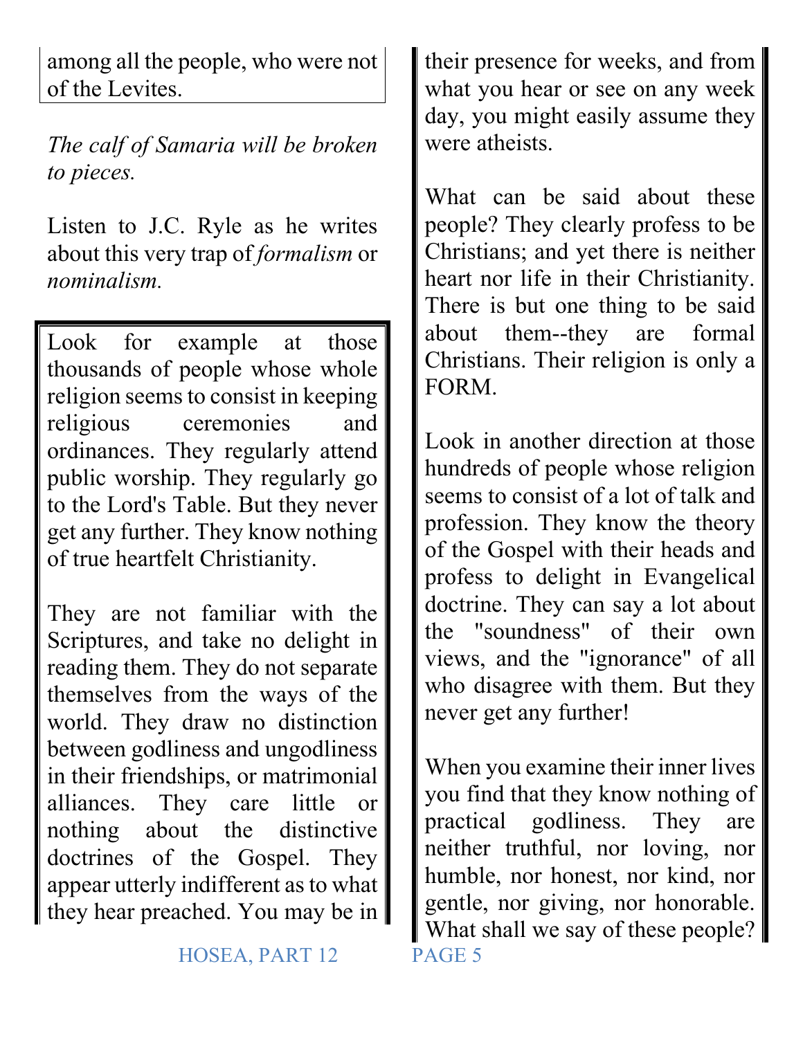among all the people, who were not of the Levites.

*The calf of Samaria will be broken to pieces.*

Listen to J.C. Ryle as he writes about this very trap of *formalism* or *nominalism.*

> Look for example at those thousands of people whose whole religion seems to consist in keeping religious ceremonies and ordinances. They regularly attend public worship. They regularly go to the Lord's Table. But they never get any further. They know nothing of true heartfelt Christianity.
>
> They are not familiar with the Scriptures, and take no delight in reading them. They do not separate themselves from the ways of the world. They draw no distinction between godliness and ungodliness in their friendships, or matrimonial alliances. They care little or nothing about the distinctive doctrines of the Gospel. They appear utterly indifferent as to what they hear preached. You may be in their presence for weeks, and from what you hear or see on any week day, you might easily assume they were atheists.
>
> What can be said about these people? They clearly profess to be Christians; and yet there is neither heart nor life in their Christianity. There is but one thing to be said about them--they are formal Christians. Their religion is only a FORM.
>
> Look in another direction at those hundreds of people whose religion seems to consist of a lot of talk and profession. They know the theory of the Gospel with their heads and profess to delight in Evangelical doctrine. They can say a lot about the "soundness" of their own views, and the "ignorance" of all who disagree with them. But they never get any further!
>
> When you examine their inner lives you find that they know nothing of practical godliness. They are neither truthful, nor loving, nor humble, nor honest, nor kind, nor gentle, nor giving, nor honorable. What shall we say of these people?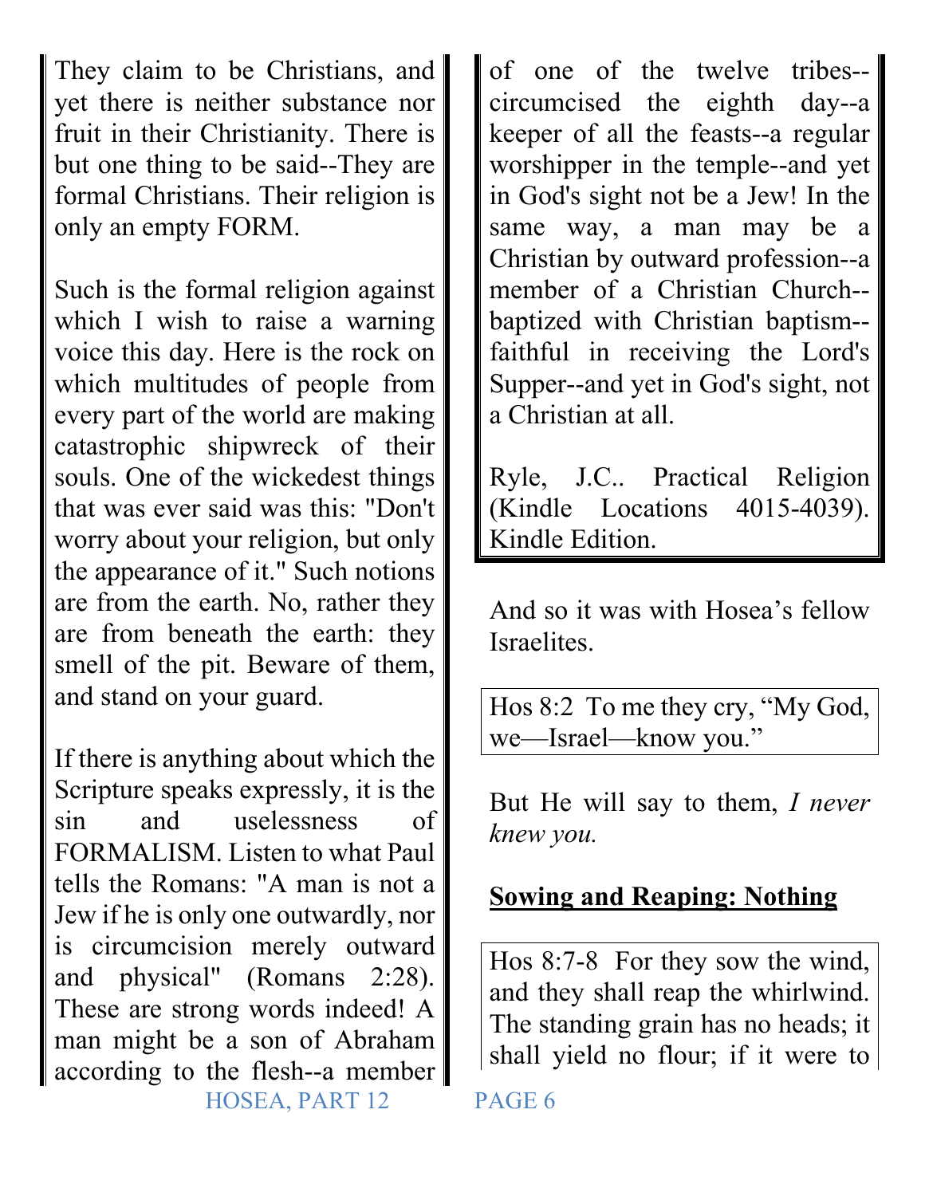They claim to be Christians, and yet there is neither substance nor fruit in their Christianity. There is but one thing to be said--They are formal Christians. Their religion is only an empty FORM.

Such is the formal religion against which I wish to raise a warning voice this day. Here is the rock on which multitudes of people from every part of the world are making catastrophic shipwreck of their souls. One of the wickedest things that was ever said was this: "Don't worry about your religion, but only the appearance of it." Such notions are from the earth. No, rather they are from beneath the earth: they smell of the pit. Beware of them, and stand on your guard.

If there is anything about which the Scripture speaks expressly, it is the sin and uselessness of FORMALISM. Listen to what Paul tells the Romans: "A man is not a Jew if he is only one outwardly, nor is circumcision merely outward and physical" (Romans 2:28). These are strong words indeed! A man might be a son of Abraham according to the flesh--a member of one of the twelve tribes--circumcised the eighth day--a keeper of all the feasts--a regular worshipper in the temple--and yet in God's sight not be a Jew! In the same way, a man may be a Christian by outward profession--a member of a Christian Church--baptized with Christian baptism--faithful in receiving the Lord's Supper--and yet in God's sight, not a Christian at all.

Ryle, J.C.. Practical Religion (Kindle Locations 4015-4039). Kindle Edition.

And so it was with Hosea's fellow Israelites.

Hos 8:2 To me they cry, "My God, we—Israel—know you."

But He will say to them, *I never knew you.*

## **Sowing and Reaping: Nothing**

Hos 8:7-8 For they sow the wind, and they shall reap the whirlwind. The standing grain has no heads; it shall yield no flour; if it were to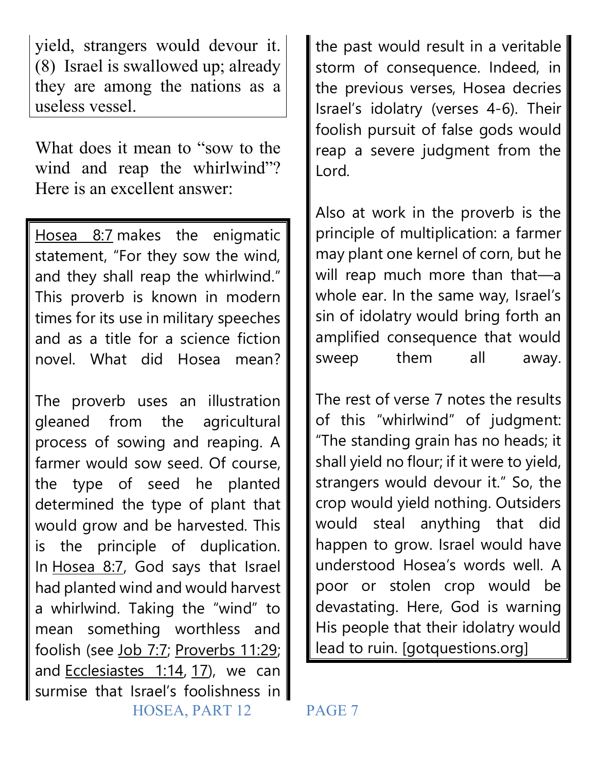yield, strangers would devour it. (8) Israel is swallowed up; already they are among the nations as a useless vessel.

What does it mean to "sow to the wind and reap the whirlwind"? Here is an excellent answer:

Hosea 8:7 makes the enigmatic statement, "For they sow the wind, and they shall reap the whirlwind." This proverb is known in modern times for its use in military speeches and as a title for a science fiction novel. What did Hosea mean?

The proverb uses an illustration gleaned from the agricultural process of sowing and reaping. A farmer would sow seed. Of course, the type of seed he planted determined the type of plant that would grow and be harvested. This is the principle of duplication. In Hosea 8:7, God says that Israel had planted wind and would harvest a whirlwind. Taking the "wind" to mean something worthless and foolish (see Job 7:7; Proverbs 11:29; and Ecclesiastes 1:14, 17), we can surmise that Israel's foolishness in the past would result in a veritable storm of consequence. Indeed, in the previous verses, Hosea decries Israel's idolatry (verses 4-6). Their foolish pursuit of false gods would reap a severe judgment from the Lord.

Also at work in the proverb is the principle of multiplication: a farmer may plant one kernel of corn, but he will reap much more than that—a whole ear. In the same way, Israel's sin of idolatry would bring forth an amplified consequence that would sweep them all away.

The rest of verse 7 notes the results of this "whirlwind" of judgment: "The standing grain has no heads; it shall yield no flour; if it were to yield, strangers would devour it." So, the crop would yield nothing. Outsiders would steal anything that did happen to grow. Israel would have understood Hosea's words well. A poor or stolen crop would be devastating. Here, God is warning His people that their idolatry would lead to ruin. [gotquestions.org]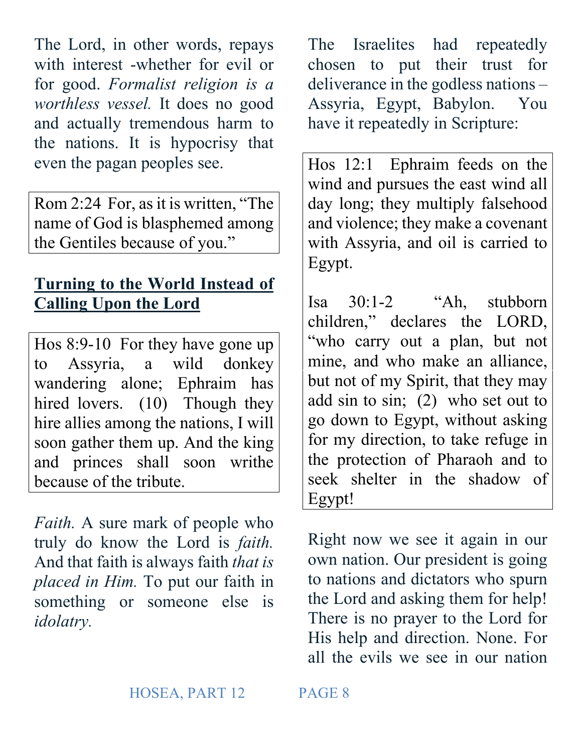The Lord, in other words, repays with interest -whether for evil or for good. *Formalist religion is a worthless vessel.* It does no good and actually tremendous harm to the nations. It is hypocrisy that even the pagan peoples see.

> Rom 2:24 For, as it is written, "The name of God is blasphemed among the Gentiles because of you."

## **Turning to the World Instead of Calling Upon the Lord**

> Hos 8:9-10 For they have gone up to Assyria, a wild donkey wandering alone; Ephraim has hired lovers. (10) Though they hire allies among the nations, I will soon gather them up. And the king and princes shall soon writhe because of the tribute.

*Faith.* A sure mark of people who truly do know the Lord is *faith.* And that faith is always faith *that is placed in Him.* To put our faith in something or someone else is *idolatry.*

The Israelites had repeatedly chosen to put their trust for deliverance in the godless nations – Assyria, Egypt, Babylon. You have it repeatedly in Scripture:

> Hos 12:1 Ephraim feeds on the wind and pursues the east wind all day long; they multiply falsehood and violence; they make a covenant with Assyria, and oil is carried to Egypt.
>
> Isa 30:1-2 "Ah, stubborn children," declares the LORD, "who carry out a plan, but not mine, and who make an alliance, but not of my Spirit, that they may add sin to sin; (2) who set out to go down to Egypt, without asking for my direction, to take refuge in the protection of Pharaoh and to seek shelter in the shadow of Egypt!

Right now we see it again in our own nation. Our president is going to nations and dictators who spurn the Lord and asking them for help! There is no prayer to the Lord for His help and direction. None. For all the evils we see in our nation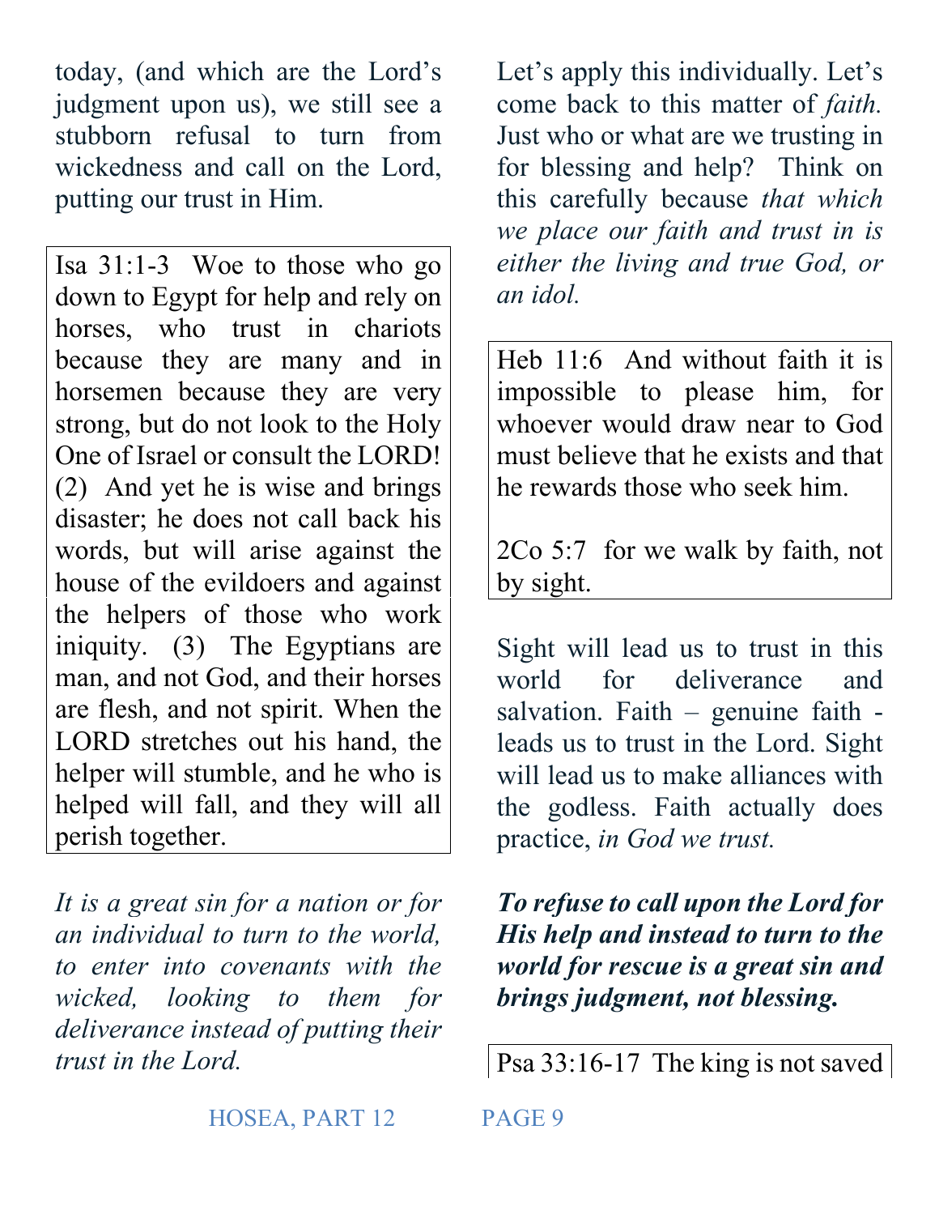today, (and which are the Lord's judgment upon us), we still see a stubborn refusal to turn from wickedness and call on the Lord, putting our trust in Him.

> Isa 31:1-3 Woe to those who go down to Egypt for help and rely on horses, who trust in chariots because they are many and in horsemen because they are very strong, but do not look to the Holy One of Israel or consult the LORD! (2) And yet he is wise and brings disaster; he does not call back his words, but will arise against the house of the evildoers and against the helpers of those who work iniquity. (3) The Egyptians are man, and not God, and their horses are flesh, and not spirit. When the LORD stretches out his hand, the helper will stumble, and he who is helped will fall, and they will all perish together.

*It is a great sin for a nation or for an individual to turn to the world, to enter into covenants with the wicked, looking to them for deliverance instead of putting their trust in the Lord.*

Let's apply this individually. Let's come back to this matter of *faith.* Just who or what are we trusting in for blessing and help? Think on this carefully because *that which we place our faith and trust in is either the living and true God, or an idol.*

> Heb 11:6 And without faith it is impossible to please him, for whoever would draw near to God must believe that he exists and that he rewards those who seek him.
>
> 2Co 5:7 for we walk by faith, not by sight.

Sight will lead us to trust in this world for deliverance and salvation. Faith – genuine faith - leads us to trust in the Lord. Sight will lead us to make alliances with the godless. Faith actually does practice, *in God we trust.*

***To refuse to call upon the Lord for His help and instead to turn to the world for rescue is a great sin and brings judgment, not blessing.***

> Psa 33:16-17 The king is not saved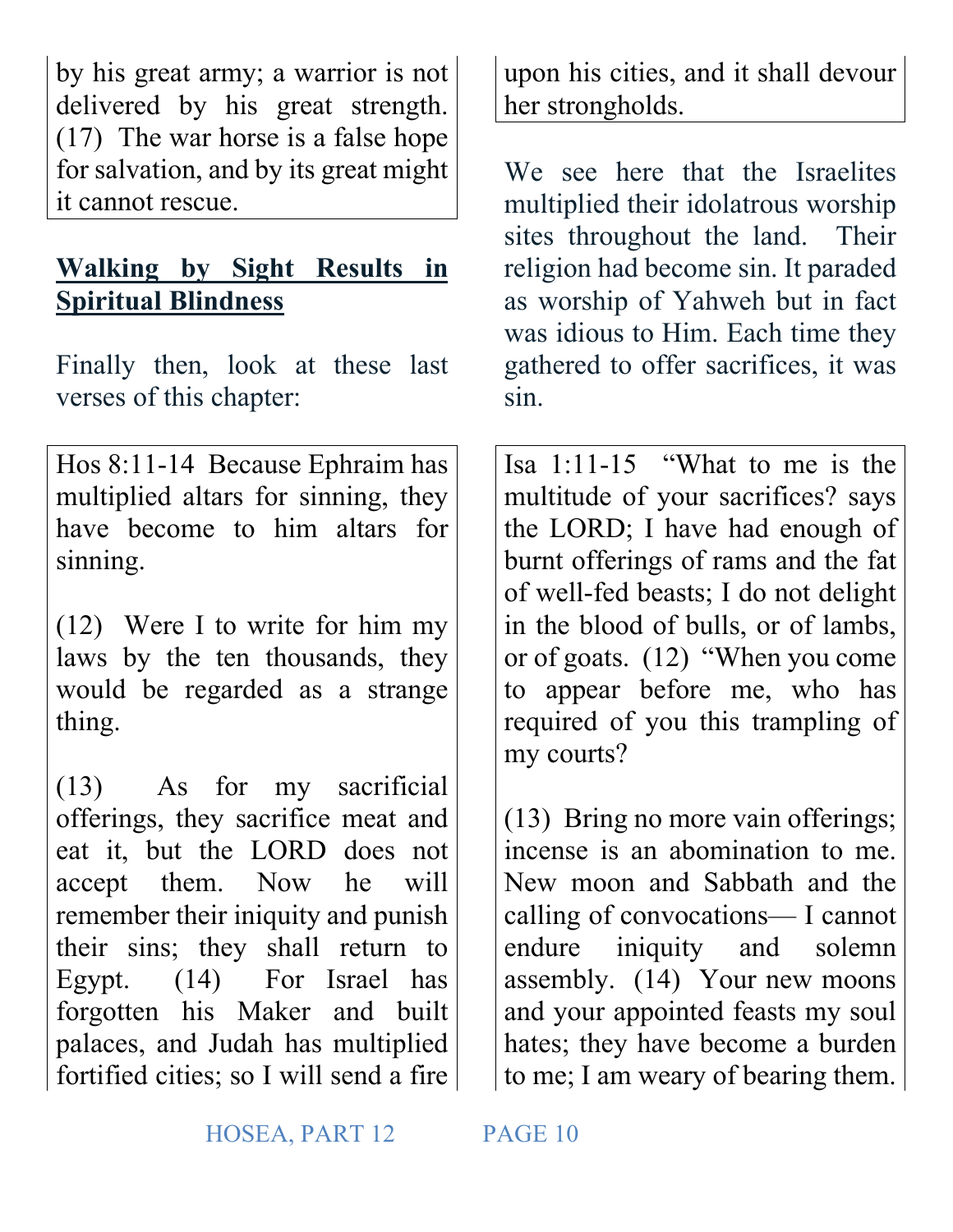by his great army; a warrior is not delivered by his great strength. (17) The war horse is a false hope for salvation, and by its great might it cannot rescue.

## Walking by Sight Results in Spiritual Blindness

Finally then, look at these last verses of this chapter:

> Hos 8:11-14 Because Ephraim has multiplied altars for sinning, they have become to him altars for sinning.
>
> (12) Were I to write for him my laws by the ten thousands, they would be regarded as a strange thing.
>
> (13) As for my sacrificial offerings, they sacrifice meat and eat it, but the LORD does not accept them. Now he will remember their iniquity and punish their sins; they shall return to Egypt. (14) For Israel has forgotten his Maker and built palaces, and Judah has multiplied fortified cities; so I will send a fire upon his cities, and it shall devour her strongholds.

We see here that the Israelites multiplied their idolatrous worship sites throughout the land. Their religion had become sin. It paraded as worship of Yahweh but in fact was idious to Him. Each time they gathered to offer sacrifices, it was sin.

> Isa 1:11-15 "What to me is the multitude of your sacrifices? says the LORD; I have had enough of burnt offerings of rams and the fat of well-fed beasts; I do not delight in the blood of bulls, or of lambs, or of goats. (12) "When you come to appear before me, who has required of you this trampling of my courts?
>
> (13) Bring no more vain offerings; incense is an abomination to me. New moon and Sabbath and the calling of convocations— I cannot endure iniquity and solemn assembly. (14) Your new moons and your appointed feasts my soul hates; they have become a burden to me; I am weary of bearing them.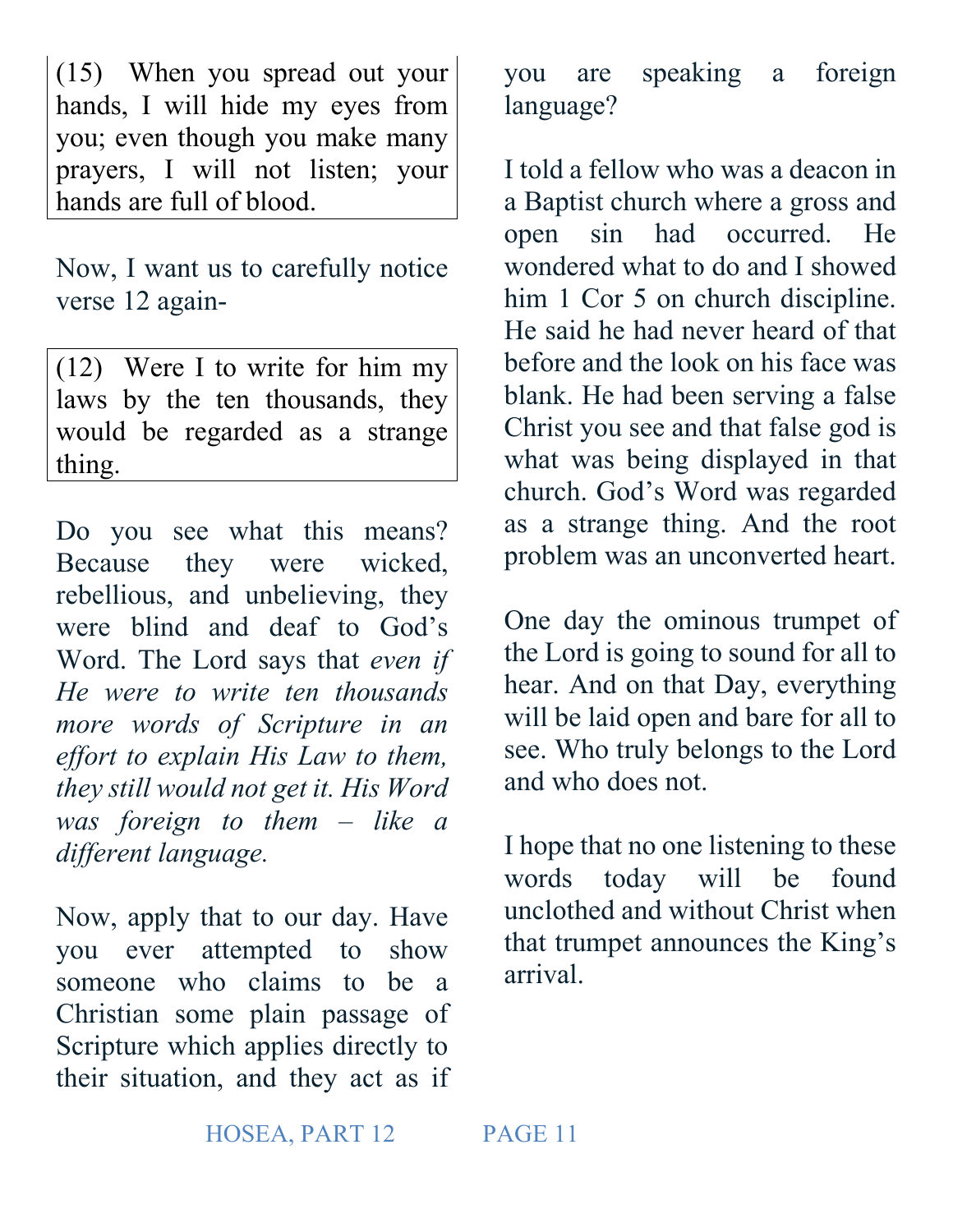(15) When you spread out your hands, I will hide my eyes from you; even though you make many prayers, I will not listen; your hands are full of blood.

Now, I want us to carefully notice verse 12 again-

(12) Were I to write for him my laws by the ten thousands, they would be regarded as a strange thing.

Do you see what this means? Because they were wicked, rebellious, and unbelieving, they were blind and deaf to God's Word. The Lord says that *even if He were to write ten thousands more words of Scripture in an effort to explain His Law to them, they still would not get it. His Word was foreign to them – like a different language.*

Now, apply that to our day. Have you ever attempted to show someone who claims to be a Christian some plain passage of Scripture which applies directly to their situation, and they act as if you are speaking a foreign language?

I told a fellow who was a deacon in a Baptist church where a gross and open sin had occurred. He wondered what to do and I showed him 1 Cor 5 on church discipline. He said he had never heard of that before and the look on his face was blank. He had been serving a false Christ you see and that false god is what was being displayed in that church. God's Word was regarded as a strange thing. And the root problem was an unconverted heart.

One day the ominous trumpet of the Lord is going to sound for all to hear. And on that Day, everything will be laid open and bare for all to see. Who truly belongs to the Lord and who does not.

I hope that no one listening to these words today will be found unclothed and without Christ when that trumpet announces the King's arrival.